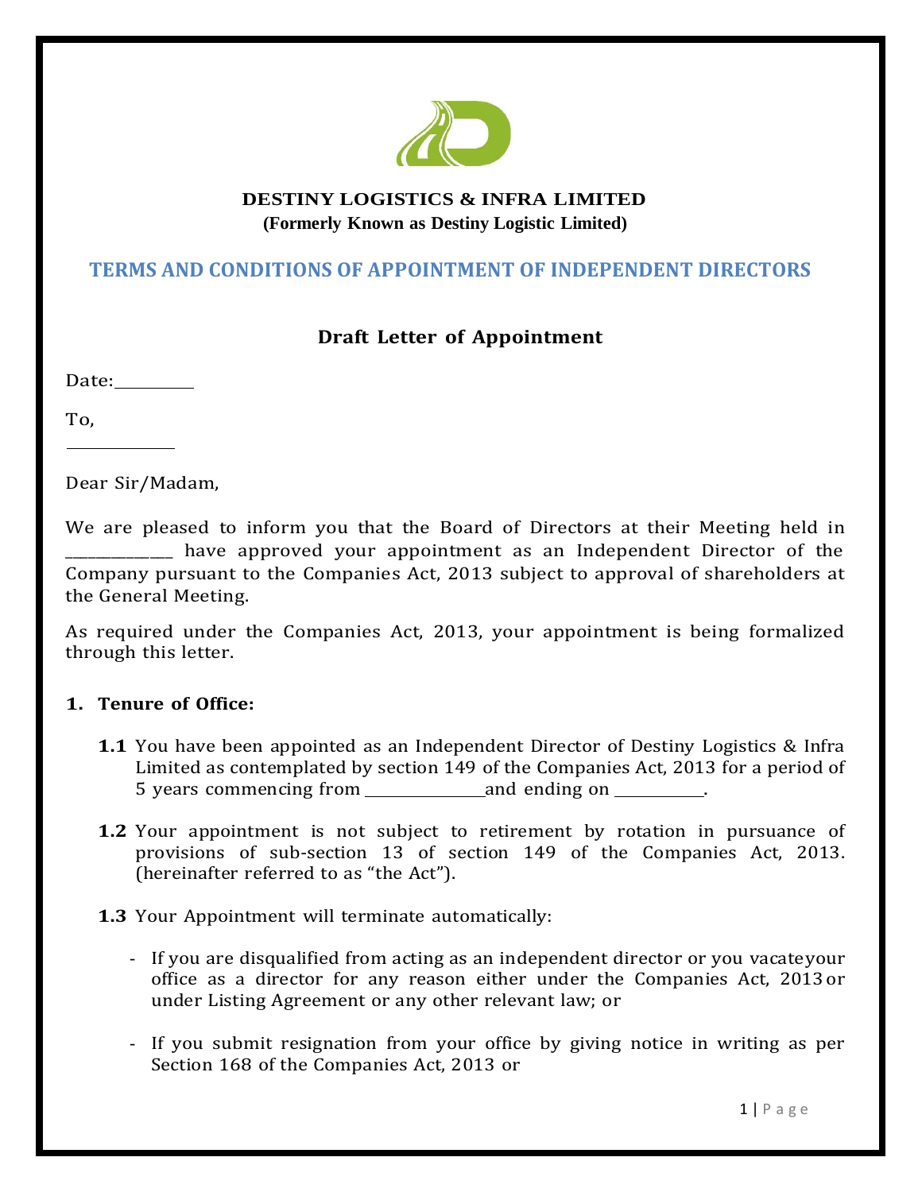**DESTINY LOGISTICS & INFRA LIMITED**
**(Formerly Known as Destiny Logistic Limited)**

## TERMS AND CONDITIONS OF APPOINTMENT OF INDEPENDENT DIRECTORS

### Draft Letter of Appointment

Date:_________

To,

_____________

Dear Sir/Madam,

We are pleased to inform you that the Board of Directors at their Meeting held in ____________ have approved your appointment as an Independent Director of the Company pursuant to the Companies Act, 2013 subject to approval of shareholders at the General Meeting.

As required under the Companies Act, 2013, your appointment is being formalized through this letter.

**1. Tenure of Office:**

**1.1** You have been appointed as an Independent Director of Destiny Logistics & Infra Limited as contemplated by section 149 of the Companies Act, 2013 for a period of 5 years commencing from ______________and ending on __________.

**1.2** Your appointment is not subject to retirement by rotation in pursuance of provisions of sub-section 13 of section 149 of the Companies Act, 2013. (hereinafter referred to as "the Act").

**1.3** Your Appointment will terminate automatically:

- If you are disqualified from acting as an independent director or you vacate your office as a director for any reason either under the Companies Act, 2013 or under Listing Agreement or any other relevant law; or

- If you submit resignation from your office by giving notice in writing as per Section 168 of the Companies Act, 2013 or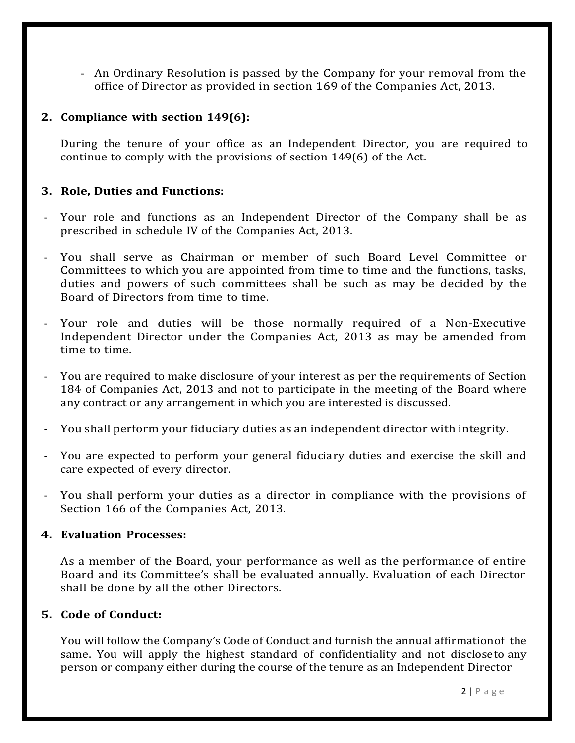- An Ordinary Resolution is passed by the Company for your removal from the office of Director as provided in section 169 of the Companies Act, 2013.

**2. Compliance with section 149(6):**

During the tenure of your office as an Independent Director, you are required to continue to comply with the provisions of section 149(6) of the Act.

**3. Role, Duties and Functions:**

- Your role and functions as an Independent Director of the Company shall be as prescribed in schedule IV of the Companies Act, 2013.
- You shall serve as Chairman or member of such Board Level Committee or Committees to which you are appointed from time to time and the functions, tasks, duties and powers of such committees shall be such as may be decided by the Board of Directors from time to time.
- Your role and duties will be those normally required of a Non-Executive Independent Director under the Companies Act, 2013 as may be amended from time to time.
- You are required to make disclosure of your interest as per the requirements of Section 184 of Companies Act, 2013 and not to participate in the meeting of the Board where any contract or any arrangement in which you are interested is discussed.
- You shall perform your fiduciary duties as an independent director with integrity.
- You are expected to perform your general fiduciary duties and exercise the skill and care expected of every director.
- You shall perform your duties as a director in compliance with the provisions of Section 166 of the Companies Act, 2013.

**4. Evaluation Processes:**

As a member of the Board, your performance as well as the performance of entire Board and its Committee's shall be evaluated annually. Evaluation of each Director shall be done by all the other Directors.

**5. Code of Conduct:**

You will follow the Company's Code of Conduct and furnish the annual affirmation of the same. You will apply the highest standard of confidentiality and not disclose to any person or company either during the course of the tenure as an Independent Director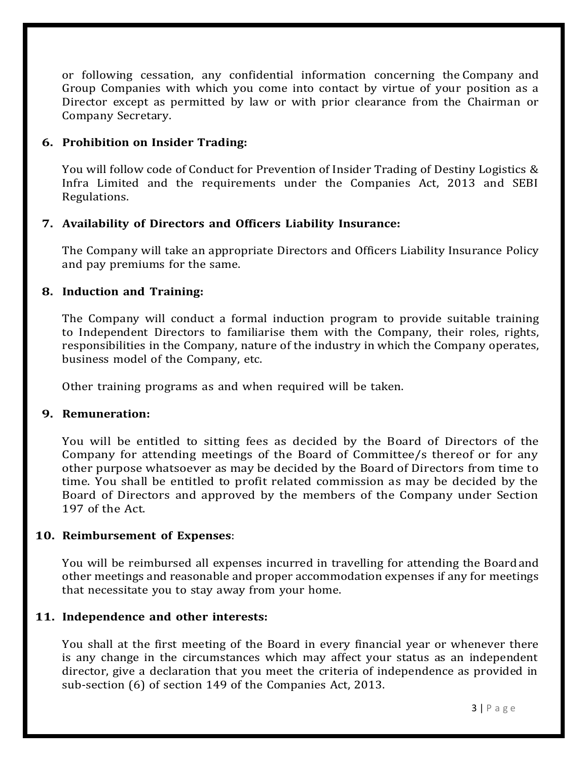or following cessation, any confidential information concerning the Company and Group Companies with which you come into contact by virtue of your position as a Director except as permitted by law or with prior clearance from the Chairman or Company Secretary.

**6. Prohibition on Insider Trading:**

You will follow code of Conduct for Prevention of Insider Trading of Destiny Logistics & Infra Limited and the requirements under the Companies Act, 2013 and SEBI Regulations.

**7. Availability of Directors and Officers Liability Insurance:**

The Company will take an appropriate Directors and Officers Liability Insurance Policy and pay premiums for the same.

**8. Induction and Training:**

The Company will conduct a formal induction program to provide suitable training to Independent Directors to familiarise them with the Company, their roles, rights, responsibilities in the Company, nature of the industry in which the Company operates, business model of the Company, etc.

Other training programs as and when required will be taken.

**9. Remuneration:**

You will be entitled to sitting fees as decided by the Board of Directors of the Company for attending meetings of the Board of Committee/s thereof or for any other purpose whatsoever as may be decided by the Board of Directors from time to time. You shall be entitled to profit related commission as may be decided by the Board of Directors and approved by the members of the Company under Section 197 of the Act.

**10. Reimbursement of Expenses**:

You will be reimbursed all expenses incurred in travelling for attending the Board and other meetings and reasonable and proper accommodation expenses if any for meetings that necessitate you to stay away from your home.

**11. Independence and other interests:**

You shall at the first meeting of the Board in every financial year or whenever there is any change in the circumstances which may affect your status as an independent director, give a declaration that you meet the criteria of independence as provided in sub-section (6) of section 149 of the Companies Act, 2013.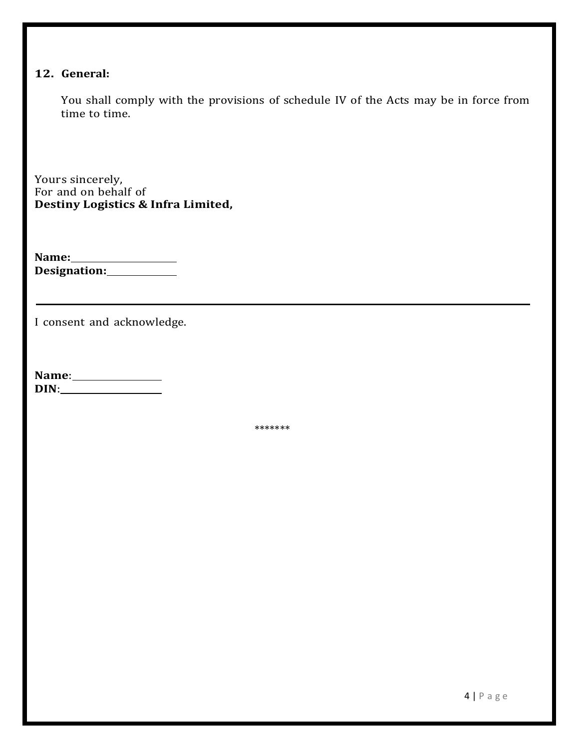**12. General:**

You shall comply with the provisions of schedule IV of the Acts may be in force from time to time.

Yours sincerely,
For and on behalf of
**Destiny Logistics & Infra Limited,**

**Name:**\_\_\_\_\_\_\_\_\_\_\_\_\_\_\_\_\_\_\_\_
**Designation:**\_\_\_\_\_\_\_\_\_\_\_\_\_

---

I consent and acknowledge.

**Name**:\_\_\_\_\_\_\_\_\_\_\_\_\_\_\_\_\_
**DIN**:\_\_\_\_\_\_\_\_\_\_\_\_\_\_\_\_\_\_\_\_

*******